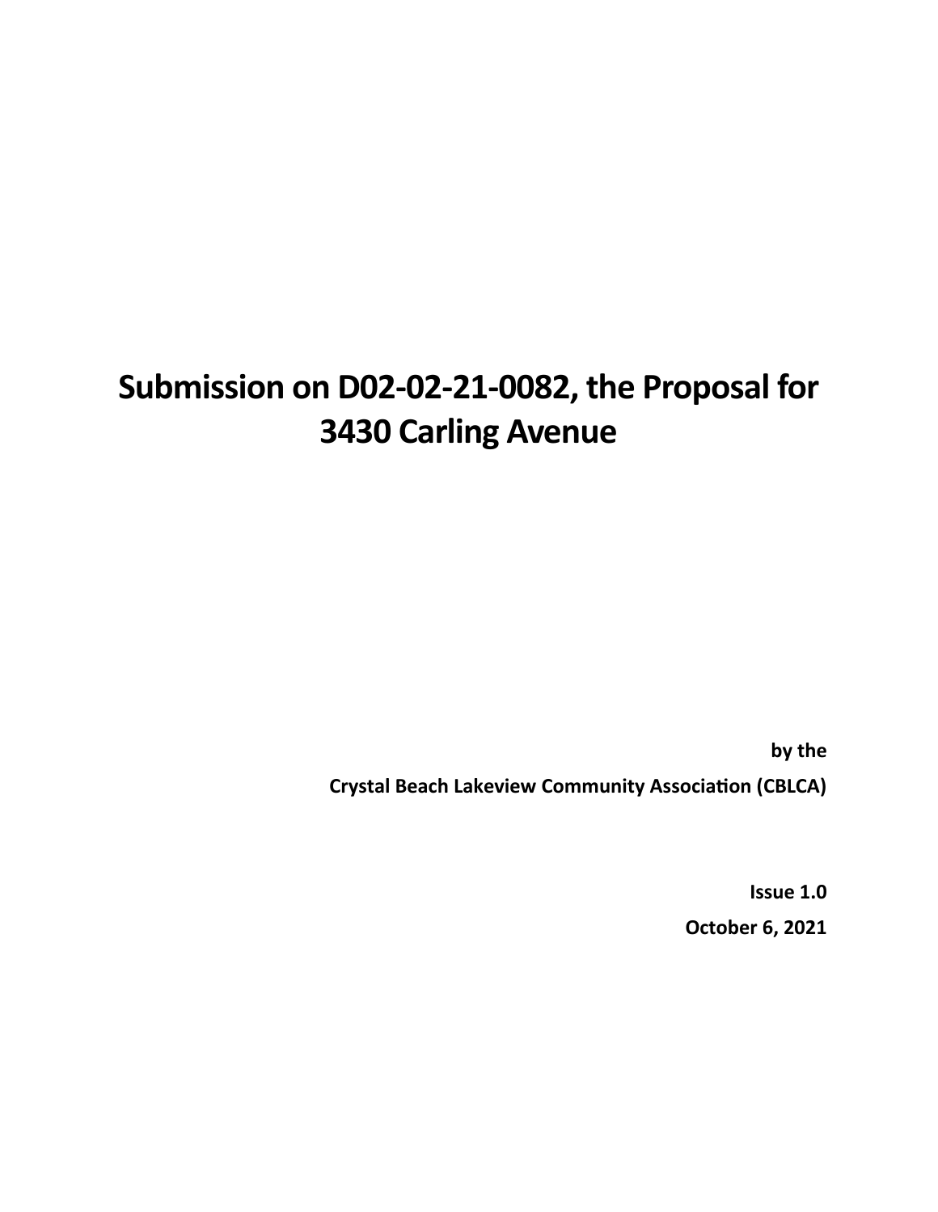# Submission on D02-02-21-0082, the Proposal for 3430 Carling Avenue

**by the**

**Crystal Beach Lakeview Community Association (CBLCA)**

**Issue 1.0**

**October 6, 2021**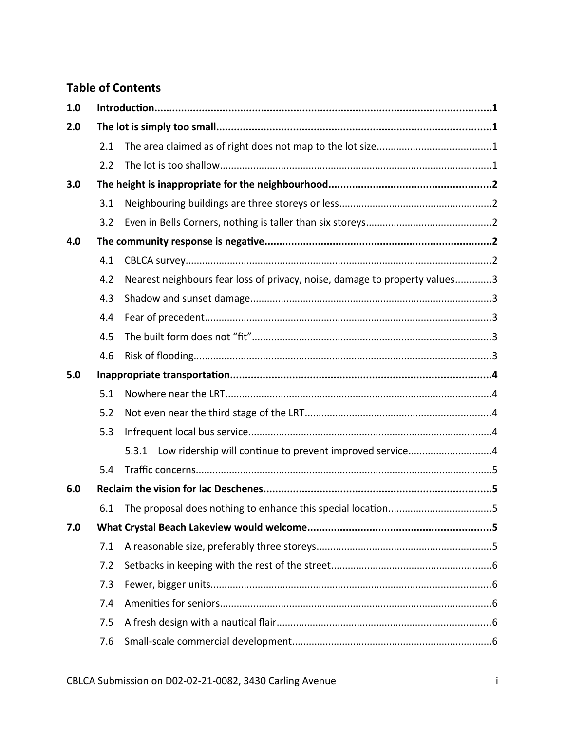## Table of Contents

**1.0 Introduction** .......... **1**

**2.0 The lot is simply too small** .......... **1**

- 2.1 The area claimed as of right does not map to the lot size .......... 1
- 2.2 The lot is too shallow .......... 1

**3.0 The height is inappropriate for the neighbourhood** .......... **2**

- 3.1 Neighbouring buildings are three storeys or less .......... 2
- 3.2 Even in Bells Corners, nothing is taller than six storeys .......... 2

**4.0 The community response is negative** .......... **2**

- 4.1 CBLCA survey .......... 2
- 4.2 Nearest neighbours fear loss of privacy, noise, damage to property values .......... 3
- 4.3 Shadow and sunset damage .......... 3
- 4.4 Fear of precedent .......... 3
- 4.5 The built form does not "fit" .......... 3
- 4.6 Risk of flooding .......... 3

**5.0 Inappropriate transportation** .......... **4**

- 5.1 Nowhere near the LRT .......... 4
- 5.2 Not even near the third stage of the LRT .......... 4
- 5.3 Infrequent local bus service .......... 4
  - 5.3.1 Low ridership will continue to prevent improved service .......... 4
- 5.4 Traffic concerns .......... 5

**6.0 Reclaim the vision for lac Deschenes** .......... **5**

- 6.1 The proposal does nothing to enhance this special location .......... 5

**7.0 What Crystal Beach Lakeview would welcome** .......... **5**

- 7.1 A reasonable size, preferably three storeys .......... 5
- 7.2 Setbacks in keeping with the rest of the street .......... 6
- 7.3 Fewer, bigger units .......... 6
- 7.4 Amenities for seniors .......... 6
- 7.5 A fresh design with a nautical flair .......... 6
- 7.6 Small-scale commercial development .......... 6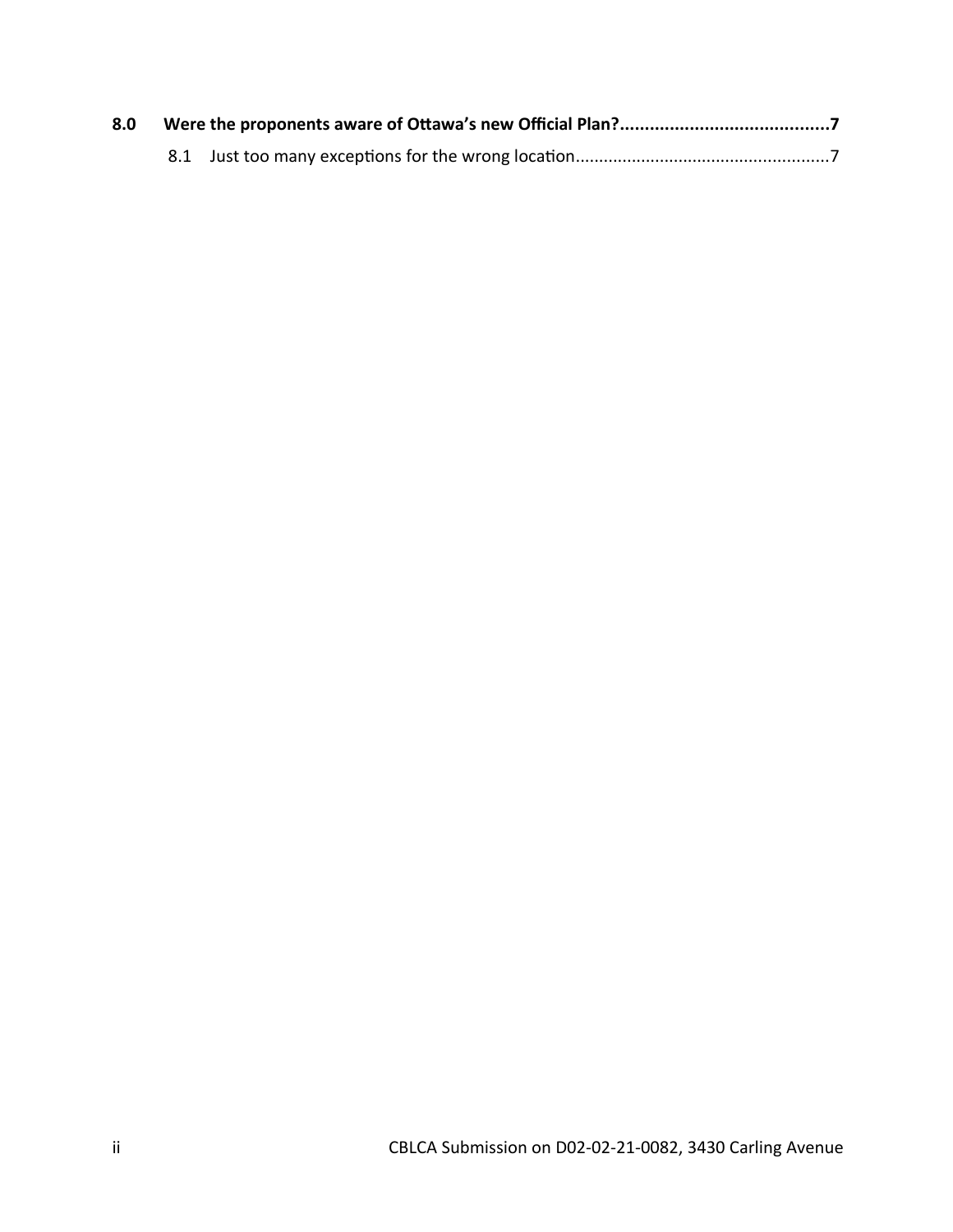**8.0 Were the proponents aware of Ottawa's new Official Plan?..........................................7**

8.1 Just too many exceptions for the wrong location......................................................7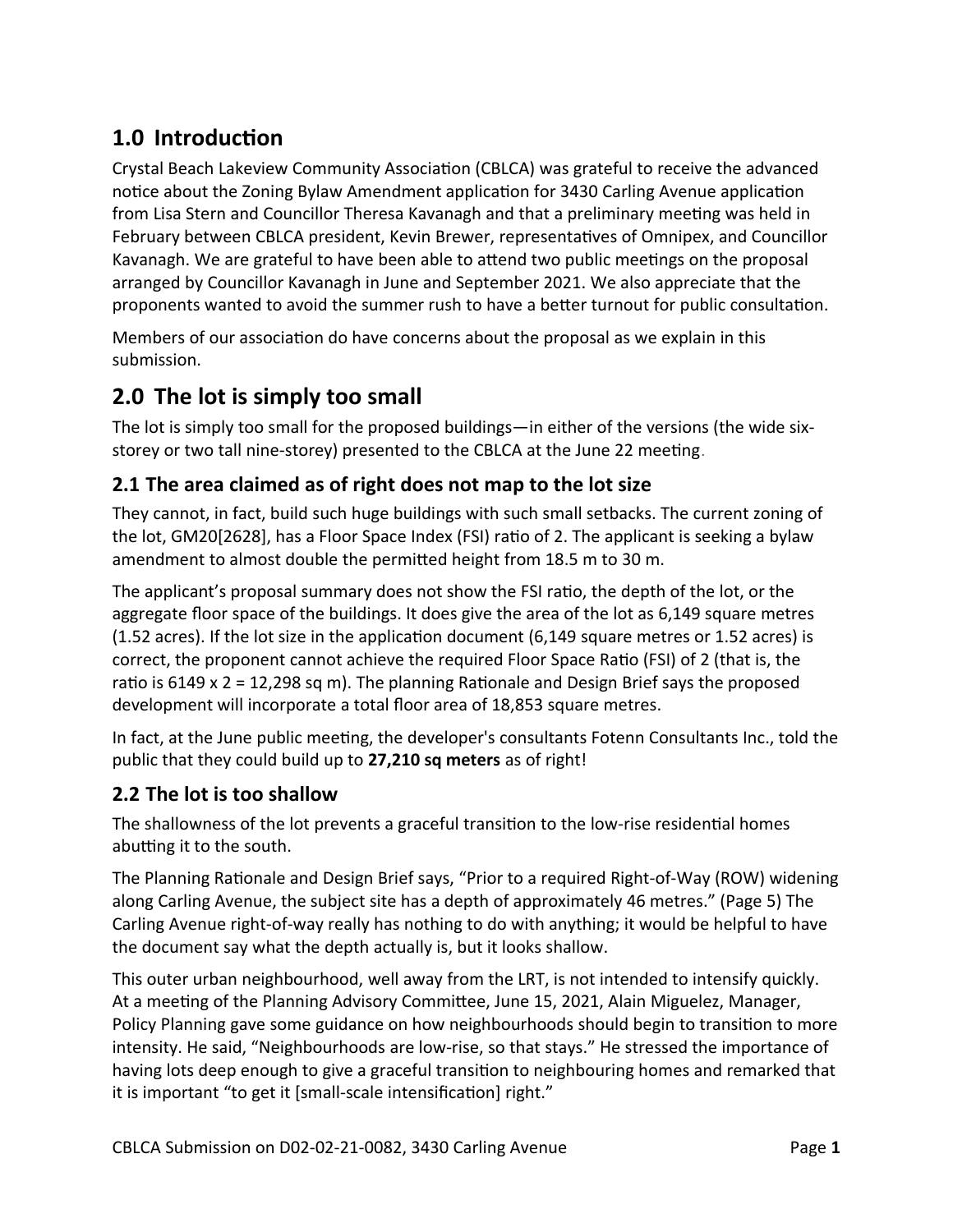## 1.0 Introduction

Crystal Beach Lakeview Community Association (CBLCA) was grateful to receive the advanced notice about the Zoning Bylaw Amendment application for 3430 Carling Avenue application from Lisa Stern and Councillor Theresa Kavanagh and that a preliminary meeting was held in February between CBLCA president, Kevin Brewer, representatives of Omnipex, and Councillor Kavanagh. We are grateful to have been able to attend two public meetings on the proposal arranged by Councillor Kavanagh in June and September 2021. We also appreciate that the proponents wanted to avoid the summer rush to have a better turnout for public consultation.

Members of our association do have concerns about the proposal as we explain in this submission.

## 2.0 The lot is simply too small

The lot is simply too small for the proposed buildings—in either of the versions (the wide six-storey or two tall nine-storey) presented to the CBLCA at the June 22 meeting.

### 2.1 The area claimed as of right does not map to the lot size

They cannot, in fact, build such huge buildings with such small setbacks. The current zoning of the lot, GM20[2628], has a Floor Space Index (FSI) ratio of 2. The applicant is seeking a bylaw amendment to almost double the permitted height from 18.5 m to 30 m.

The applicant's proposal summary does not show the FSI ratio, the depth of the lot, or the aggregate floor space of the buildings. It does give the area of the lot as 6,149 square metres (1.52 acres). If the lot size in the application document (6,149 square metres or 1.52 acres) is correct, the proponent cannot achieve the required Floor Space Ratio (FSI) of 2 (that is, the ratio is 6149 x 2 = 12,298 sq m). The planning Rationale and Design Brief says the proposed development will incorporate a total floor area of 18,853 square metres.

In fact, at the June public meeting, the developer's consultants Fotenn Consultants Inc., told the public that they could build up to **27,210 sq meters** as of right!

### 2.2 The lot is too shallow

The shallowness of the lot prevents a graceful transition to the low-rise residential homes abutting it to the south.

The Planning Rationale and Design Brief says, "Prior to a required Right-of-Way (ROW) widening along Carling Avenue, the subject site has a depth of approximately 46 metres." (Page 5) The Carling Avenue right-of-way really has nothing to do with anything; it would be helpful to have the document say what the depth actually is, but it looks shallow.

This outer urban neighbourhood, well away from the LRT, is not intended to intensify quickly. At a meeting of the Planning Advisory Committee, June 15, 2021, Alain Miguelez, Manager, Policy Planning gave some guidance on how neighbourhoods should begin to transition to more intensity. He said, "Neighbourhoods are low-rise, so that stays." He stressed the importance of having lots deep enough to give a graceful transition to neighbouring homes and remarked that it is important "to get it [small-scale intensification] right."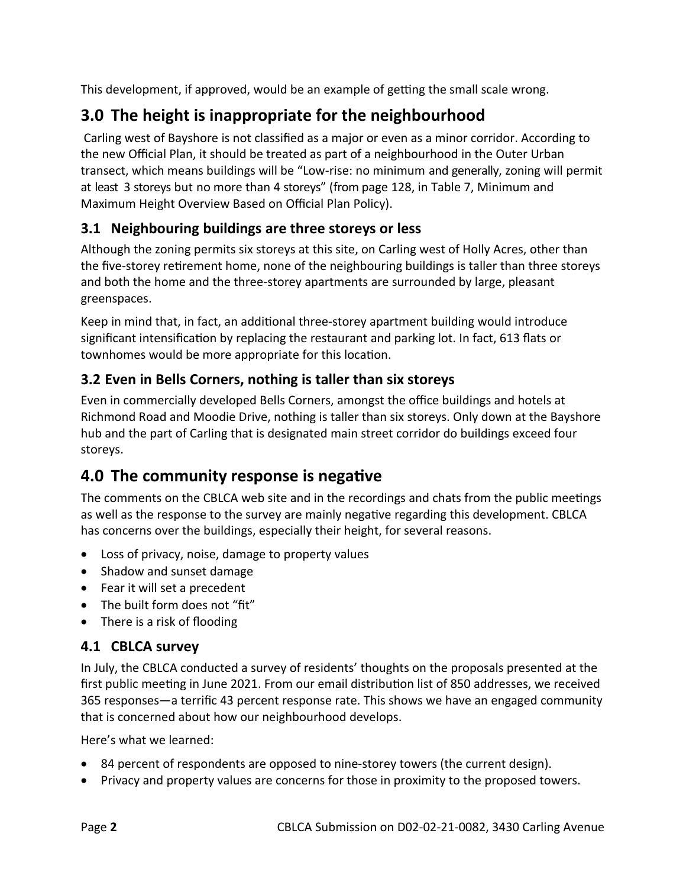This development, if approved, would be an example of getting the small scale wrong.

## 3.0 The height is inappropriate for the neighbourhood

Carling west of Bayshore is not classified as a major or even as a minor corridor. According to the new Official Plan, it should be treated as part of a neighbourhood in the Outer Urban transect, which means buildings will be "Low-rise: no minimum and generally, zoning will permit at least 3 storeys but no more than 4 storeys" (from page 128, in Table 7, Minimum and Maximum Height Overview Based on Official Plan Policy).

### 3.1 Neighbouring buildings are three storeys or less

Although the zoning permits six storeys at this site, on Carling west of Holly Acres, other than the five-storey retirement home, none of the neighbouring buildings is taller than three storeys and both the home and the three-storey apartments are surrounded by large, pleasant greenspaces.

Keep in mind that, in fact, an additional three-storey apartment building would introduce significant intensification by replacing the restaurant and parking lot. In fact, 613 flats or townhomes would be more appropriate for this location.

### 3.2 Even in Bells Corners, nothing is taller than six storeys

Even in commercially developed Bells Corners, amongst the office buildings and hotels at Richmond Road and Moodie Drive, nothing is taller than six storeys. Only down at the Bayshore hub and the part of Carling that is designated main street corridor do buildings exceed four storeys.

## 4.0 The community response is negative

The comments on the CBLCA web site and in the recordings and chats from the public meetings as well as the response to the survey are mainly negative regarding this development. CBLCA has concerns over the buildings, especially their height, for several reasons.

- Loss of privacy, noise, damage to property values
- Shadow and sunset damage
- Fear it will set a precedent
- The built form does not "fit"
- There is a risk of flooding

### 4.1 CBLCA survey

In July, the CBLCA conducted a survey of residents' thoughts on the proposals presented at the first public meeting in June 2021. From our email distribution list of 850 addresses, we received 365 responses—a terrific 43 percent response rate. This shows we have an engaged community that is concerned about how our neighbourhood develops.

Here's what we learned:

- 84 percent of respondents are opposed to nine-storey towers (the current design).
- Privacy and property values are concerns for those in proximity to the proposed towers.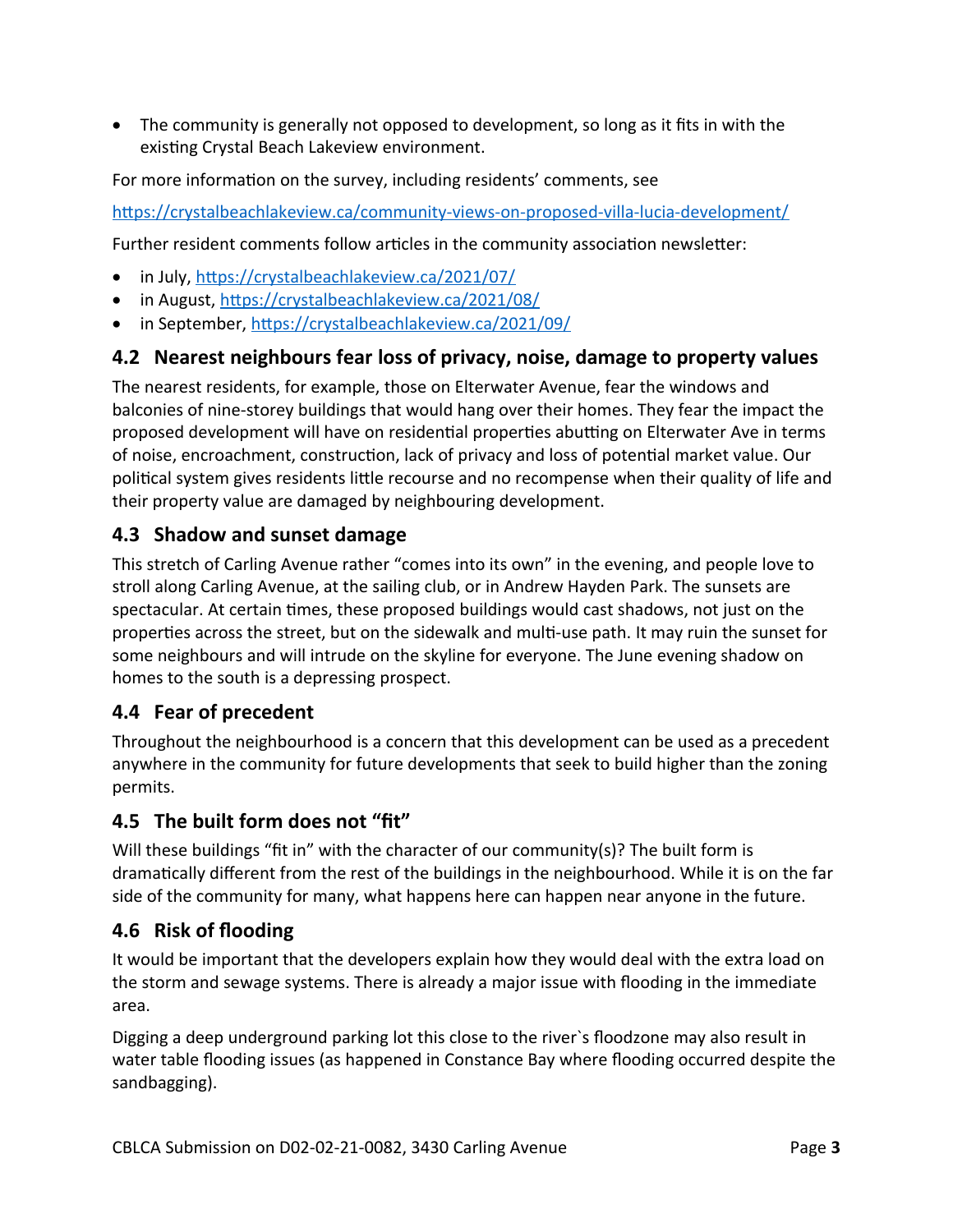- The community is generally not opposed to development, so long as it fits in with the existing Crystal Beach Lakeview environment.

For more information on the survey, including residents' comments, see

https://crystalbeachlakeview.ca/community-views-on-proposed-villa-lucia-development/

Further resident comments follow articles in the community association newsletter:

- in July, https://crystalbeachlakeview.ca/2021/07/
- in August, https://crystalbeachlakeview.ca/2021/08/
- in September, https://crystalbeachlakeview.ca/2021/09/

## 4.2 Nearest neighbours fear loss of privacy, noise, damage to property values

The nearest residents, for example, those on Elterwater Avenue, fear the windows and balconies of nine-storey buildings that would hang over their homes. They fear the impact the proposed development will have on residential properties abutting on Elterwater Ave in terms of noise, encroachment, construction, lack of privacy and loss of potential market value. Our political system gives residents little recourse and no recompense when their quality of life and their property value are damaged by neighbouring development.

## 4.3 Shadow and sunset damage

This stretch of Carling Avenue rather "comes into its own" in the evening, and people love to stroll along Carling Avenue, at the sailing club, or in Andrew Hayden Park. The sunsets are spectacular. At certain times, these proposed buildings would cast shadows, not just on the properties across the street, but on the sidewalk and multi-use path. It may ruin the sunset for some neighbours and will intrude on the skyline for everyone. The June evening shadow on homes to the south is a depressing prospect.

## 4.4 Fear of precedent

Throughout the neighbourhood is a concern that this development can be used as a precedent anywhere in the community for future developments that seek to build higher than the zoning permits.

## 4.5 The built form does not "fit"

Will these buildings "fit in" with the character of our community(s)? The built form is dramatically different from the rest of the buildings in the neighbourhood. While it is on the far side of the community for many, what happens here can happen near anyone in the future.

## 4.6 Risk of flooding

It would be important that the developers explain how they would deal with the extra load on the storm and sewage systems. There is already a major issue with flooding in the immediate area.

Digging a deep underground parking lot this close to the river`s floodzone may also result in water table flooding issues (as happened in Constance Bay where flooding occurred despite the sandbagging).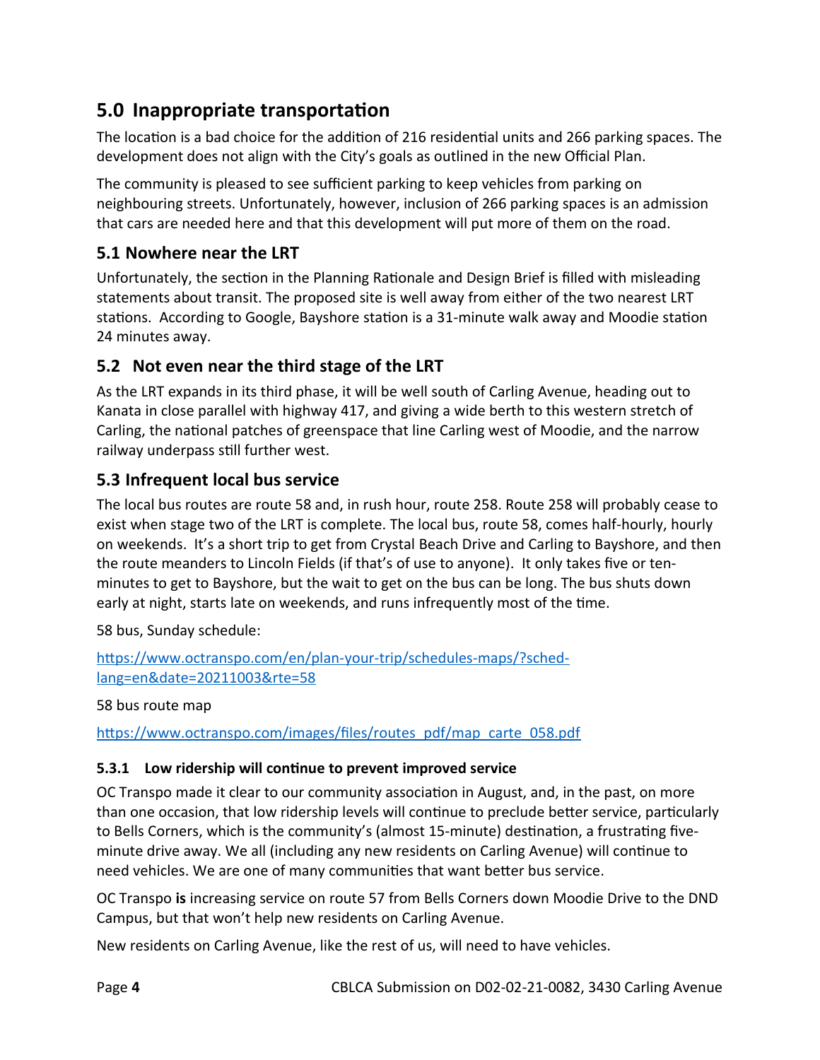# 5.0 Inappropriate transportation

The location is a bad choice for the addition of 216 residential units and 266 parking spaces. The development does not align with the City's goals as outlined in the new Official Plan.

The community is pleased to see sufficient parking to keep vehicles from parking on neighbouring streets. Unfortunately, however, inclusion of 266 parking spaces is an admission that cars are needed here and that this development will put more of them on the road.

## 5.1 Nowhere near the LRT

Unfortunately, the section in the Planning Rationale and Design Brief is filled with misleading statements about transit. The proposed site is well away from either of the two nearest LRT stations. According to Google, Bayshore station is a 31-minute walk away and Moodie station 24 minutes away.

## 5.2 Not even near the third stage of the LRT

As the LRT expands in its third phase, it will be well south of Carling Avenue, heading out to Kanata in close parallel with highway 417, and giving a wide berth to this western stretch of Carling, the national patches of greenspace that line Carling west of Moodie, and the narrow railway underpass still further west.

## 5.3 Infrequent local bus service

The local bus routes are route 58 and, in rush hour, route 258. Route 258 will probably cease to exist when stage two of the LRT is complete. The local bus, route 58, comes half-hourly, hourly on weekends. It's a short trip to get from Crystal Beach Drive and Carling to Bayshore, and then the route meanders to Lincoln Fields (if that's of use to anyone). It only takes five or ten-minutes to get to Bayshore, but the wait to get on the bus can be long. The bus shuts down early at night, starts late on weekends, and runs infrequently most of the time.

58 bus, Sunday schedule:

https://www.octranspo.com/en/plan-your-trip/schedules-maps/?sched-lang=en&date=20211003&rte=58

58 bus route map

https://www.octranspo.com/images/files/routes_pdf/map_carte_058.pdf

### 5.3.1 Low ridership will continue to prevent improved service

OC Transpo made it clear to our community association in August, and, in the past, on more than one occasion, that low ridership levels will continue to preclude better service, particularly to Bells Corners, which is the community's (almost 15-minute) destination, a frustrating five-minute drive away. We all (including any new residents on Carling Avenue) will continue to need vehicles. We are one of many communities that want better bus service.

OC Transpo **is** increasing service on route 57 from Bells Corners down Moodie Drive to the DND Campus, but that won't help new residents on Carling Avenue.

New residents on Carling Avenue, like the rest of us, will need to have vehicles.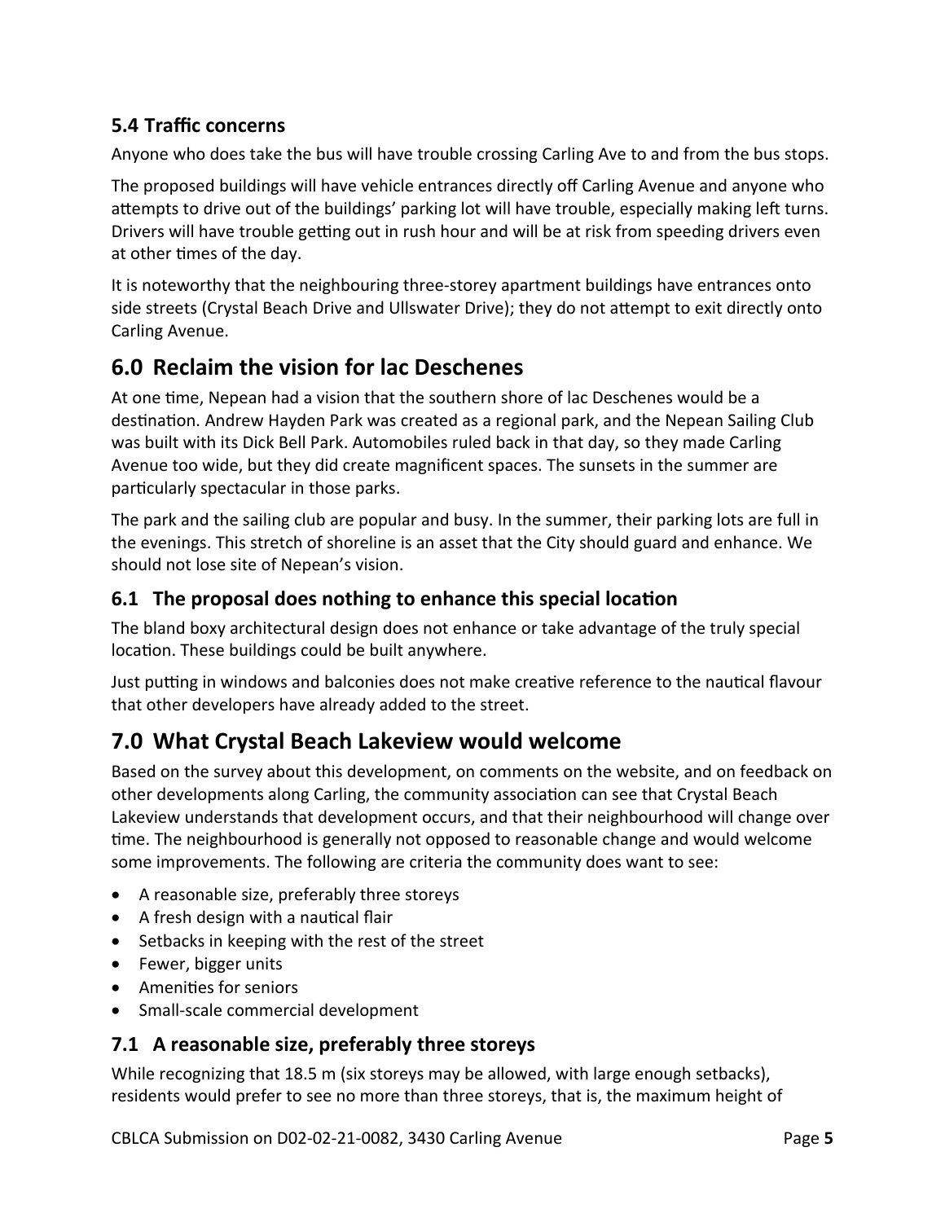### 5.4 Traffic concerns

Anyone who does take the bus will have trouble crossing Carling Ave to and from the bus stops.

The proposed buildings will have vehicle entrances directly off Carling Avenue and anyone who attempts to drive out of the buildings' parking lot will have trouble, especially making left turns. Drivers will have trouble getting out in rush hour and will be at risk from speeding drivers even at other times of the day.

It is noteworthy that the neighbouring three-storey apartment buildings have entrances onto side streets (Crystal Beach Drive and Ullswater Drive); they do not attempt to exit directly onto Carling Avenue.

## 6.0 Reclaim the vision for lac Deschenes

At one time, Nepean had a vision that the southern shore of lac Deschenes would be a destination. Andrew Hayden Park was created as a regional park, and the Nepean Sailing Club was built with its Dick Bell Park. Automobiles ruled back in that day, so they made Carling Avenue too wide, but they did create magnificent spaces. The sunsets in the summer are particularly spectacular in those parks.

The park and the sailing club are popular and busy. In the summer, their parking lots are full in the evenings. This stretch of shoreline is an asset that the City should guard and enhance. We should not lose site of Nepean's vision.

### 6.1 The proposal does nothing to enhance this special location

The bland boxy architectural design does not enhance or take advantage of the truly special location. These buildings could be built anywhere.

Just putting in windows and balconies does not make creative reference to the nautical flavour that other developers have already added to the street.

## 7.0 What Crystal Beach Lakeview would welcome

Based on the survey about this development, on comments on the website, and on feedback on other developments along Carling, the community association can see that Crystal Beach Lakeview understands that development occurs, and that their neighbourhood will change over time. The neighbourhood is generally not opposed to reasonable change and would welcome some improvements. The following are criteria the community does want to see:

- A reasonable size, preferably three storeys
- A fresh design with a nautical flair
- Setbacks in keeping with the rest of the street
- Fewer, bigger units
- Amenities for seniors
- Small-scale commercial development

### 7.1 A reasonable size, preferably three storeys

While recognizing that 18.5 m (six storeys may be allowed, with large enough setbacks), residents would prefer to see no more than three storeys, that is, the maximum height of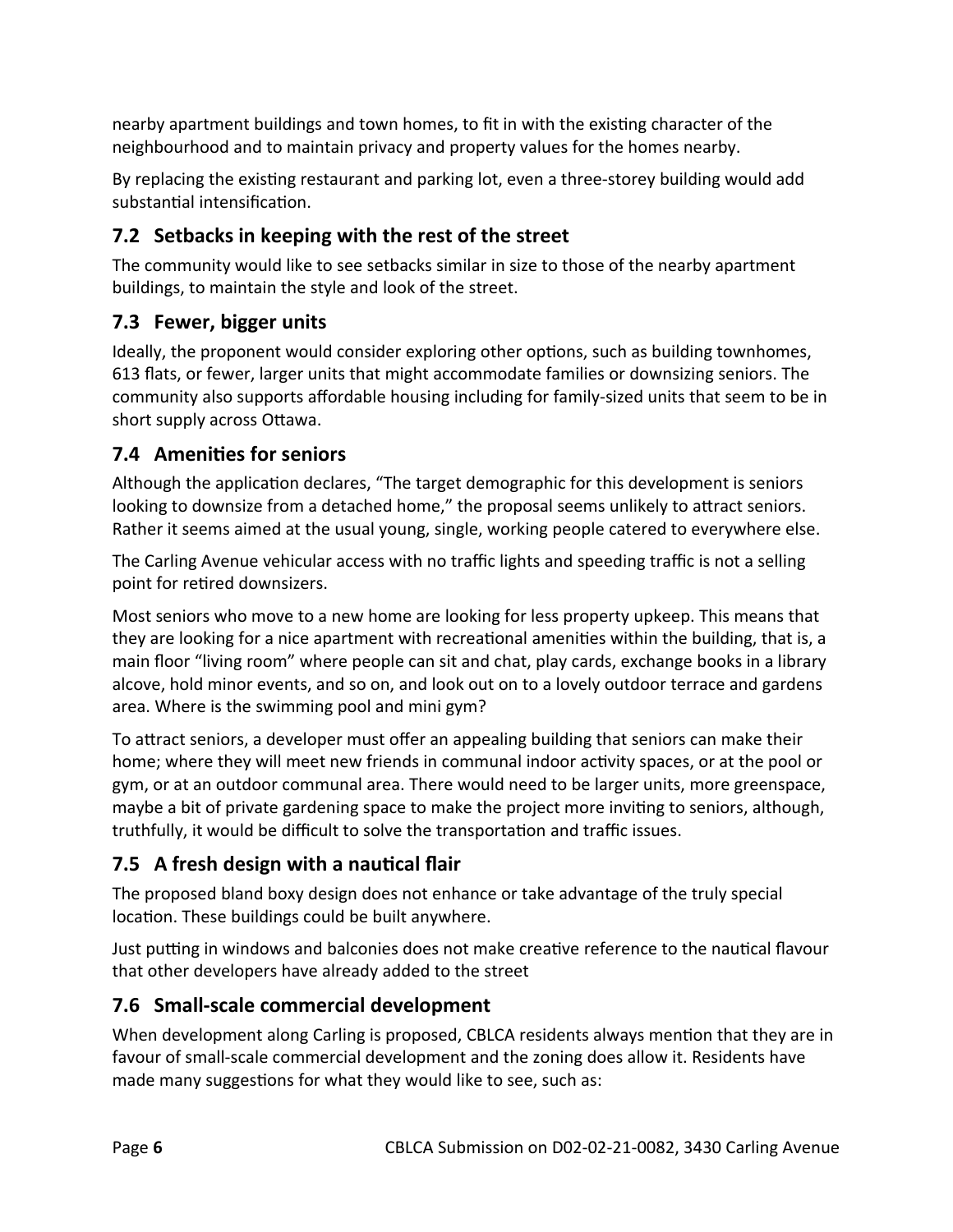nearby apartment buildings and town homes, to fit in with the existing character of the neighbourhood and to maintain privacy and property values for the homes nearby.

By replacing the existing restaurant and parking lot, even a three-storey building would add substantial intensification.

## 7.2 Setbacks in keeping with the rest of the street

The community would like to see setbacks similar in size to those of the nearby apartment buildings, to maintain the style and look of the street.

## 7.3 Fewer, bigger units

Ideally, the proponent would consider exploring other options, such as building townhomes, 613 flats, or fewer, larger units that might accommodate families or downsizing seniors. The community also supports affordable housing including for family-sized units that seem to be in short supply across Ottawa.

## 7.4 Amenities for seniors

Although the application declares, "The target demographic for this development is seniors looking to downsize from a detached home," the proposal seems unlikely to attract seniors. Rather it seems aimed at the usual young, single, working people catered to everywhere else.

The Carling Avenue vehicular access with no traffic lights and speeding traffic is not a selling point for retired downsizers.

Most seniors who move to a new home are looking for less property upkeep. This means that they are looking for a nice apartment with recreational amenities within the building, that is, a main floor "living room" where people can sit and chat, play cards, exchange books in a library alcove, hold minor events, and so on, and look out on to a lovely outdoor terrace and gardens area. Where is the swimming pool and mini gym?

To attract seniors, a developer must offer an appealing building that seniors can make their home; where they will meet new friends in communal indoor activity spaces, or at the pool or gym, or at an outdoor communal area. There would need to be larger units, more greenspace, maybe a bit of private gardening space to make the project more inviting to seniors, although, truthfully, it would be difficult to solve the transportation and traffic issues.

## 7.5 A fresh design with a nautical flair

The proposed bland boxy design does not enhance or take advantage of the truly special location. These buildings could be built anywhere.

Just putting in windows and balconies does not make creative reference to the nautical flavour that other developers have already added to the street

## 7.6 Small-scale commercial development

When development along Carling is proposed, CBLCA residents always mention that they are in favour of small-scale commercial development and the zoning does allow it. Residents have made many suggestions for what they would like to see, such as: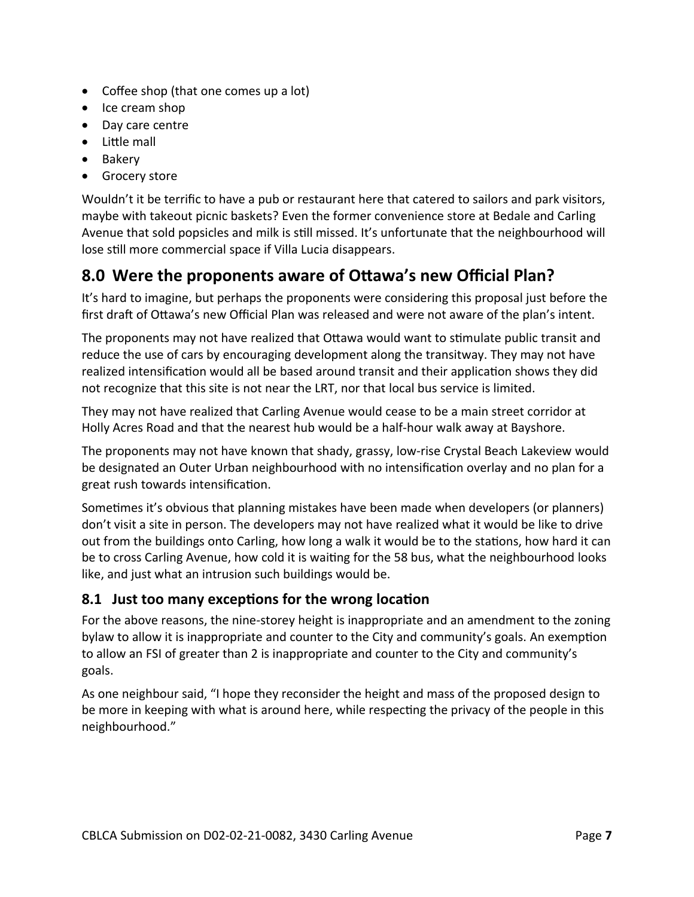- Coffee shop (that one comes up a lot)
- Ice cream shop
- Day care centre
- Little mall
- Bakery
- Grocery store

Wouldn't it be terrific to have a pub or restaurant here that catered to sailors and park visitors, maybe with takeout picnic baskets? Even the former convenience store at Bedale and Carling Avenue that sold popsicles and milk is still missed. It's unfortunate that the neighbourhood will lose still more commercial space if Villa Lucia disappears.

## 8.0 Were the proponents aware of Ottawa's new Official Plan?

It's hard to imagine, but perhaps the proponents were considering this proposal just before the first draft of Ottawa's new Official Plan was released and were not aware of the plan's intent.

The proponents may not have realized that Ottawa would want to stimulate public transit and reduce the use of cars by encouraging development along the transitway. They may not have realized intensification would all be based around transit and their application shows they did not recognize that this site is not near the LRT, nor that local bus service is limited.

They may not have realized that Carling Avenue would cease to be a main street corridor at Holly Acres Road and that the nearest hub would be a half-hour walk away at Bayshore.

The proponents may not have known that shady, grassy, low-rise Crystal Beach Lakeview would be designated an Outer Urban neighbourhood with no intensification overlay and no plan for a great rush towards intensification.

Sometimes it's obvious that planning mistakes have been made when developers (or planners) don't visit a site in person. The developers may not have realized what it would be like to drive out from the buildings onto Carling, how long a walk it would be to the stations, how hard it can be to cross Carling Avenue, how cold it is waiting for the 58 bus, what the neighbourhood looks like, and just what an intrusion such buildings would be.

### 8.1 Just too many exceptions for the wrong location

For the above reasons, the nine-storey height is inappropriate and an amendment to the zoning bylaw to allow it is inappropriate and counter to the City and community's goals. An exemption to allow an FSI of greater than 2 is inappropriate and counter to the City and community's goals.

As one neighbour said, "I hope they reconsider the height and mass of the proposed design to be more in keeping with what is around here, while respecting the privacy of the people in this neighbourhood."